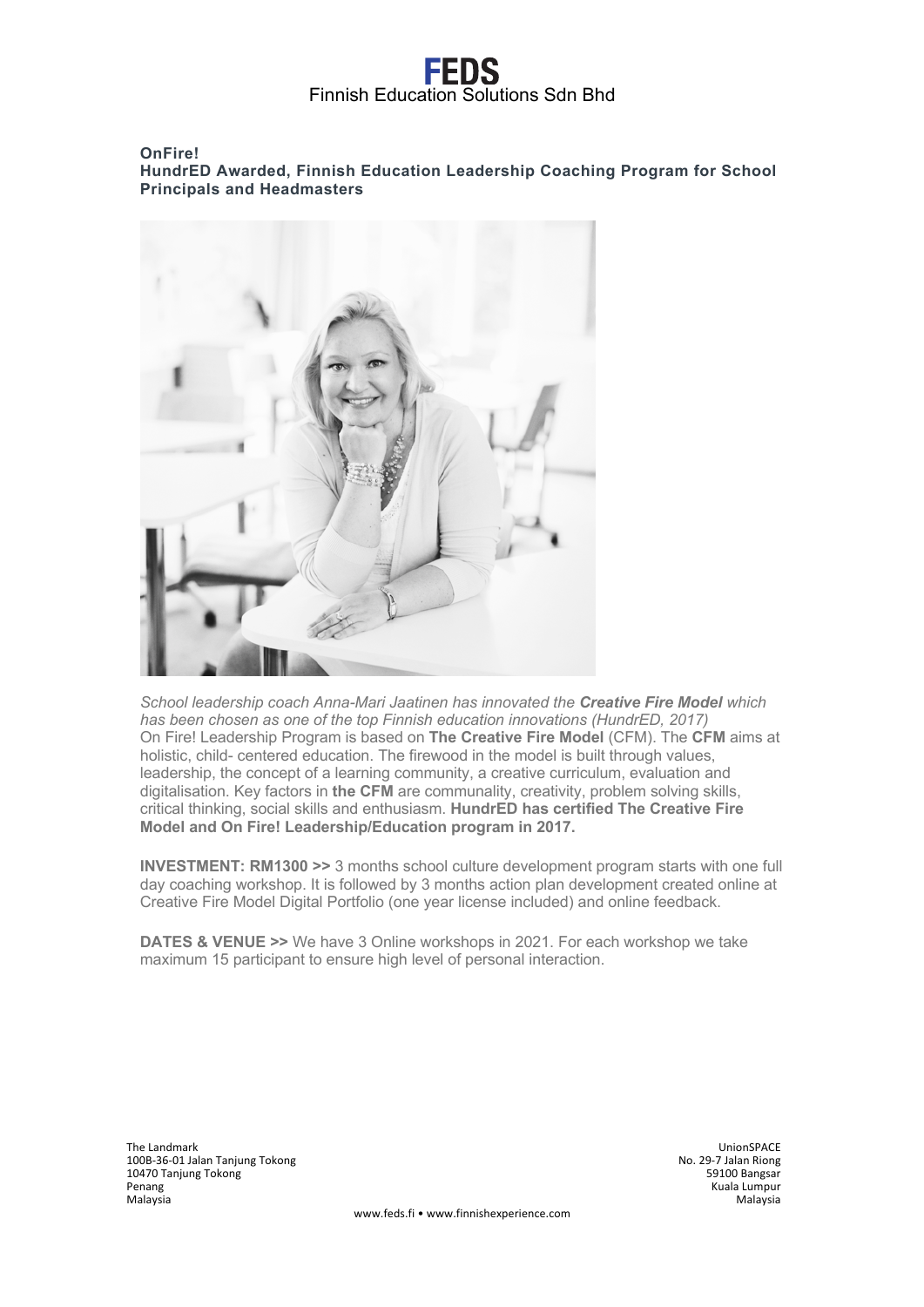# FEDS
Finnish Education Solutions Sdn Bhd

**OnFire!**
**HundrED Awarded, Finnish Education Leadership Coaching Program for School Principals and Headmasters**

*School leadership coach Anna-Mari Jaatinen has innovated the **Creative Fire Model** which has been chosen as one of the top Finnish education innovations (HundrED, 2017)*
On Fire! Leadership Program is based on **The Creative Fire Model** (CFM). The **CFM** aims at holistic, child- centered education. The firewood in the model is built through values, leadership, the concept of a learning community, a creative curriculum, evaluation and digitalisation. Key factors in **the CFM** are communality, creativity, problem solving skills, critical thinking, social skills and enthusiasm. **HundrED has certified The Creative Fire Model and On Fire! Leadership/Education program in 2017.**

**INVESTMENT: RM1300 >>** 3 months school culture development program starts with one full day coaching workshop. It is followed by 3 months action plan development created online at Creative Fire Model Digital Portfolio (one year license included) and online feedback.

**DATES & VENUE >>** We have 3 Online workshops in 2021. For each workshop we take maximum 15 participant to ensure high level of personal interaction.

The Landmark
100B-36-01 Jalan Tanjung Tokong
10470 Tanjung Tokong
Penang
Malaysia

UnionSPACE
No. 29-7 Jalan Riong
59100 Bangsar
Kuala Lumpur
Malaysia

www.feds.fi • www.finnishexperience.com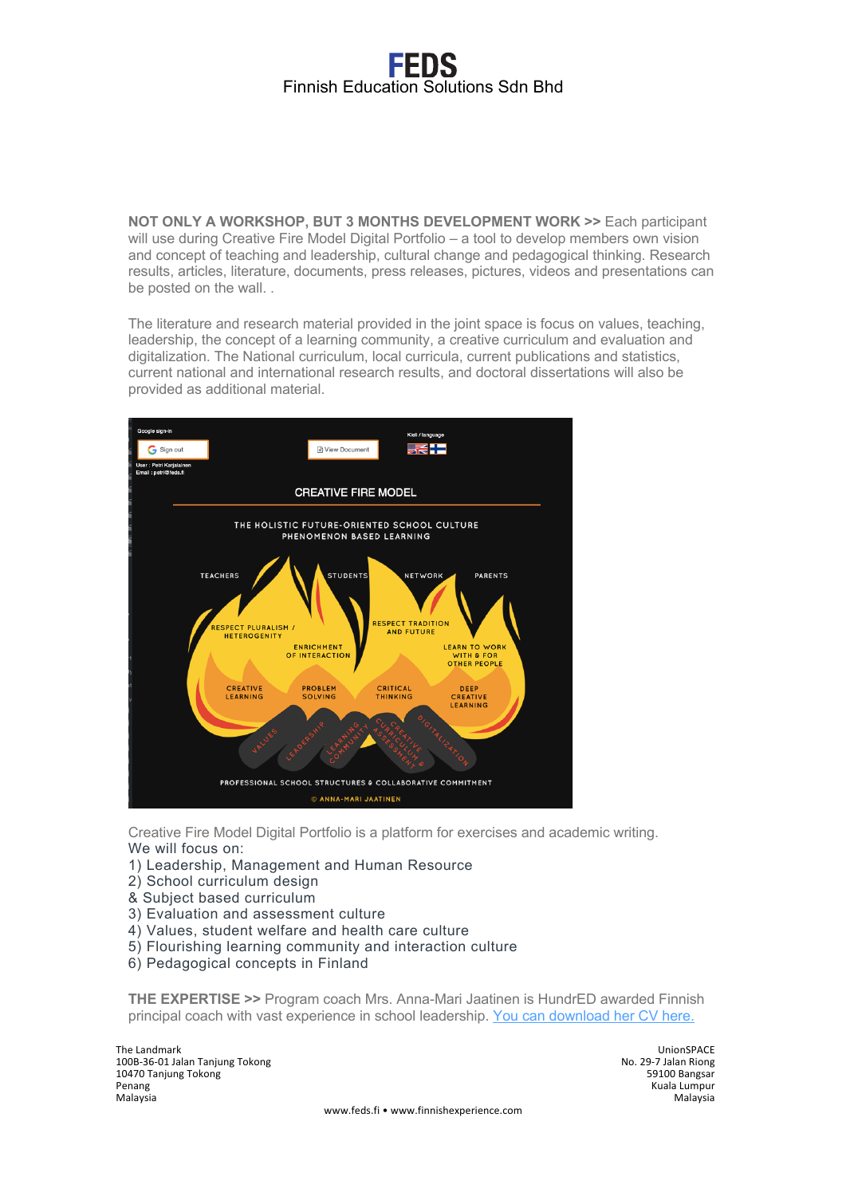**NOT ONLY A WORKSHOP, BUT 3 MONTHS DEVELOPMENT WORK >>** Each participant will use during Creative Fire Model Digital Portfolio – a tool to develop members own vision and concept of teaching and leadership, cultural change and pedagogical thinking. Research results, articles, literature, documents, press releases, pictures, videos and presentations can be posted on the wall. .

The literature and research material provided in the joint space is focus on values, teaching, leadership, the concept of a learning community, a creative curriculum and evaluation and digitalization. The National curriculum, local curricula, current publications and statistics, current national and international research results, and doctoral dissertations will also be provided as additional material.

Creative Fire Model Digital Portfolio is a platform for exercises and academic writing.
We will focus on:

1) Leadership, Management and Human Resource
2) School curriculum design
& Subject based curriculum
3) Evaluation and assessment culture
4) Values, student welfare and health care culture
5) Flourishing learning community and interaction culture
6) Pedagogical concepts in Finland

**THE EXPERTISE >>** Program coach Mrs. Anna-Mari Jaatinen is HundrED awarded Finnish principal coach with vast experience in school leadership. [You can download her CV here.]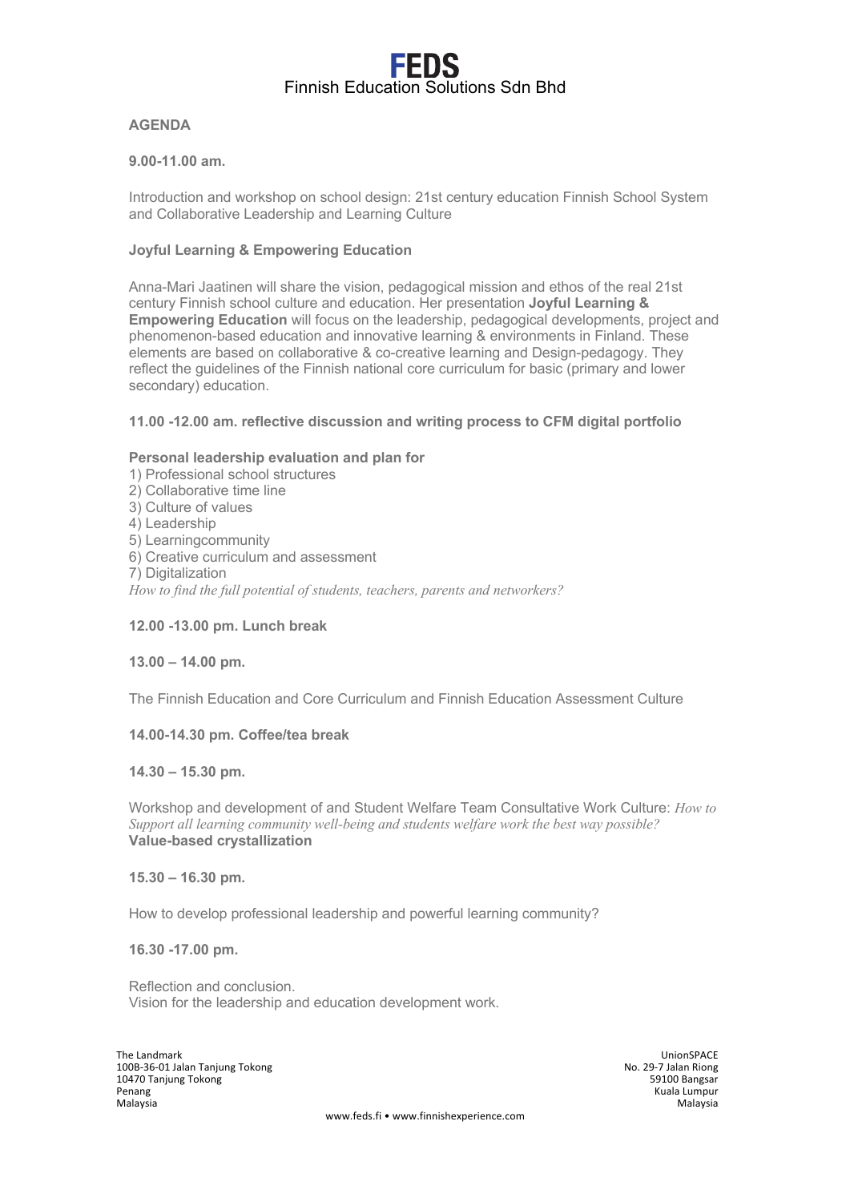**AGENDA**

**9.00-11.00 am.**

Introduction and workshop on school design: 21st century education Finnish School System and Collaborative Leadership and Learning Culture

**Joyful Learning & Empowering Education**

Anna-Mari Jaatinen will share the vision, pedagogical mission and ethos of the real 21st century Finnish school culture and education. Her presentation **Joyful Learning & Empowering Education** will focus on the leadership, pedagogical developments, project and phenomenon-based education and innovative learning & environments in Finland. These elements are based on collaborative & co-creative learning and Design-pedagogy. They reflect the guidelines of the Finnish national core curriculum for basic (primary and lower secondary) education.

**11.00 -12.00 am. reflective discussion and writing process to CFM digital portfolio**

**Personal leadership evaluation and plan for**

1) Professional school structures
2) Collaborative time line
3) Culture of values
4) Leadership
5) Learningcommunity
6) Creative curriculum and assessment
7) Digitalization

*How to find the full potential of students, teachers, parents and networkers?*

**12.00 -13.00 pm. Lunch break**

**13.00 – 14.00 pm.**

The Finnish Education and Core Curriculum and Finnish Education Assessment Culture

**14.00-14.30 pm. Coffee/tea break**

**14.30 – 15.30 pm.**

Workshop and development of and Student Welfare Team Consultative Work Culture: *How to Support all learning community well-being and students welfare work the best way possible?*
**Value-based crystallization**

**15.30 – 16.30 pm.**

How to develop professional leadership and powerful learning community?

**16.30 -17.00 pm.**

Reflection and conclusion.
Vision for the leadership and education development work.

The Landmark
100B-36-01 Jalan Tanjung Tokong
10470 Tanjung Tokong
Penang
Malaysia

UnionSPACE
No. 29-7 Jalan Riong
59100 Bangsar
Kuala Lumpur
Malaysia

www.feds.fi • www.finnishexperience.com